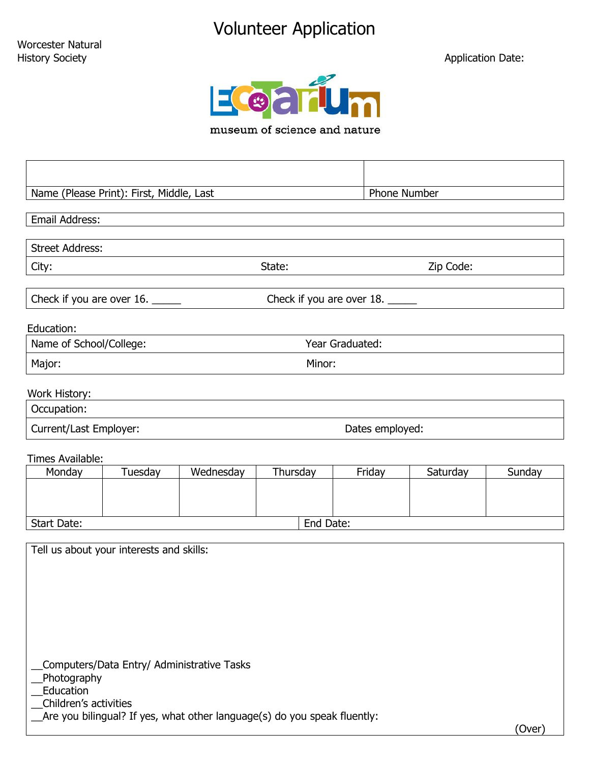# Volunteer Application

Worcester Natural History Society

Application Date:

EcoTarium

museum of science and nature

| | |
|---|---|
| | |
| Name (Please Print): First, Middle, Last | Phone Number |

Email Address:

Street Address:

City: State: Zip Code:

Check if you are over 16. _____ Check if you are over 18. _____

Education:

Name of School/College: Year Graduated:

Major: Minor:

Work History:

Occupation:

Current/Last Employer: Dates employed:

Times Available:

| Monday | Tuesday | Wednesday | Thursday | Friday | Saturday | Sunday |
|---|---|---|---|---|---|---|
| | | | | | | |

Start Date: End Date:

Tell us about your interests and skills:

__Computers/Data Entry/ Administrative Tasks
__Photography
__Education
__Children's activities
__Are you bilingual? If yes, what other language(s) do you speak fluently:

(Over)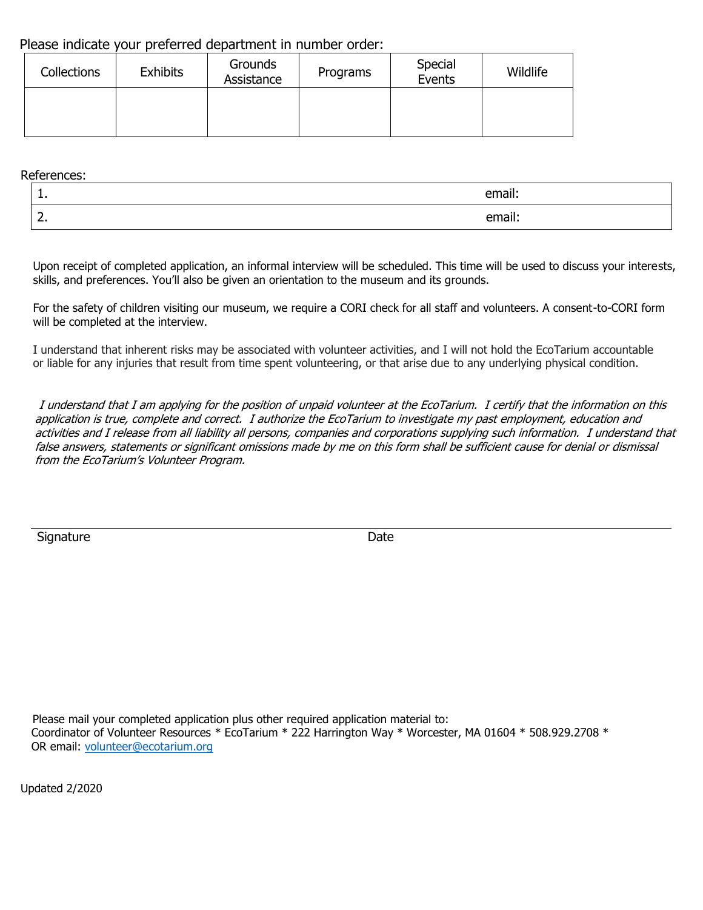Please indicate your preferred department in number order:

| Collections | Exhibits | Grounds Assistance | Programs | Special Events | Wildlife |
|---|---|---|---|---|---|
| | | | | | |

References:

| | |
|---|---|
| 1. | email: |
| 2. | email: |

Upon receipt of completed application, an informal interview will be scheduled. This time will be used to discuss your interests, skills, and preferences. You'll also be given an orientation to the museum and its grounds.

For the safety of children visiting our museum, we require a CORI check for all staff and volunteers. A consent-to-CORI form will be completed at the interview.

I understand that inherent risks may be associated with volunteer activities, and I will not hold the EcoTarium accountable or liable for any injuries that result from time spent volunteering, or that arise due to any underlying physical condition.

*I understand that I am applying for the position of unpaid volunteer at the EcoTarium. I certify that the information on this application is true, complete and correct. I authorize the EcoTarium to investigate my past employment, education and activities and I release from all liability all persons, companies and corporations supplying such information. I understand that false answers, statements or significant omissions made by me on this form shall be sufficient cause for denial or dismissal from the EcoTarium's Volunteer Program.*

Signature                                                                                    Date

Please mail your completed application plus other required application material to:
Coordinator of Volunteer Resources * EcoTarium * 222 Harrington Way * Worcester, MA 01604 * 508.929.2708 *
OR email: [volunteer@ecotarium.org](mailto:volunteer@ecotarium.org)

Updated 2/2020